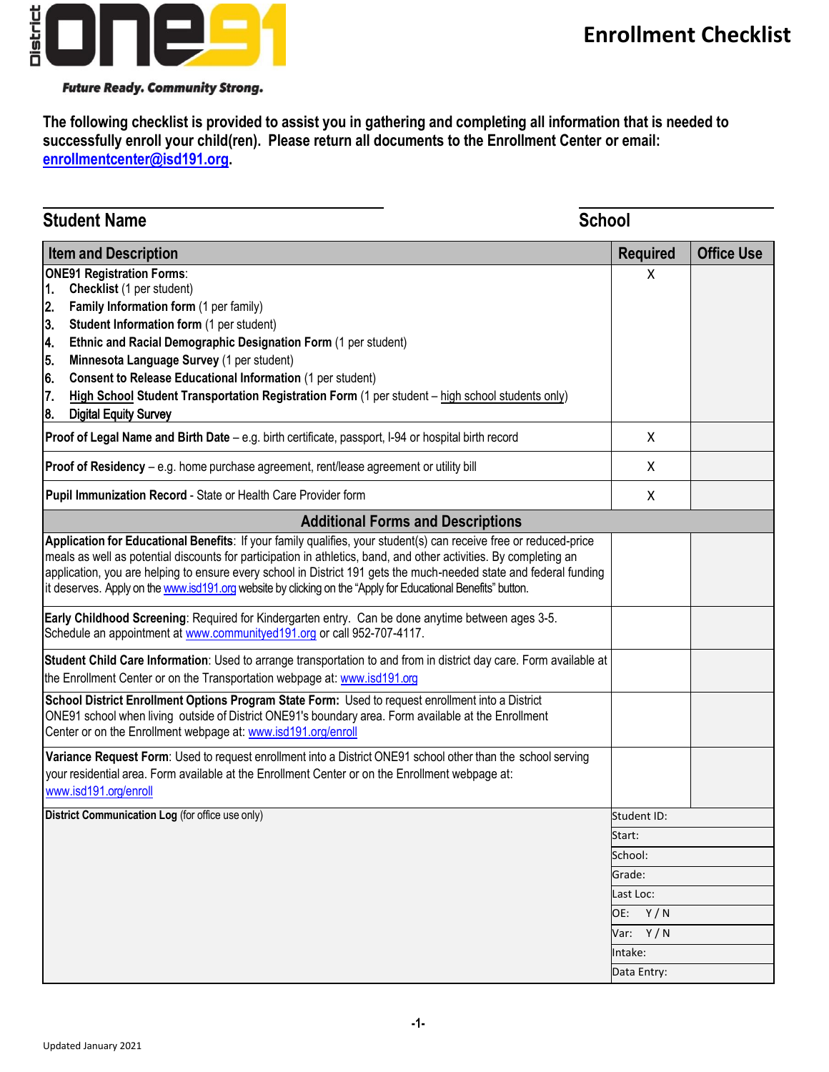# Enrollment Checklist

District ONE91

*Future Ready. Community Strong.*

**The following checklist is provided to assist you in gathering and completing all information that is needed to successfully enroll your child(ren). Please return all documents to the Enrollment Center or email: enrollmentcenter@isd191.org.**

**Student Name** ______________________ **School** ______________________

| Item and Description | Required | Office Use |
|---|---|---|
| **ONE91 Registration Forms**:<br>1. **Checklist** (1 per student)<br>2. **Family Information form** (1 per family)<br>3. **Student Information form** (1 per student)<br>4. **Ethnic and Racial Demographic Designation Form** (1 per student)<br>5. **Minnesota Language Survey** (1 per student)<br>6. **Consent to Release Educational Information** (1 per student)<br>7. **High School Student Transportation Registration Form** (1 per student – high school students only)<br>8. **Digital Equity Survey** | X | |
| **Proof of Legal Name and Birth Date** – e.g. birth certificate, passport, I-94 or hospital birth record | X | |
| **Proof of Residency** – e.g. home purchase agreement, rent/lease agreement or utility bill | X | |
| **Pupil Immunization Record** - State or Health Care Provider form | X | |
| **Additional Forms and Descriptions** | | |
| **Application for Educational Benefits**: If your family qualifies, your student(s) can receive free or reduced-price meals as well as potential discounts for participation in athletics, band, and other activities. By completing an application, you are helping to ensure every school in District 191 gets the much-needed state and federal funding it deserves. Apply on the www.isd191.org website by clicking on the "Apply for Educational Benefits" button. | | |
| **Early Childhood Screening**: Required for Kindergarten entry. Can be done anytime between ages 3-5. Schedule an appointment at www.communityed191.org or call 952-707-4117. | | |
| **Student Child Care Information**: Used to arrange transportation to and from in district day care. Form available at the Enrollment Center or on the Transportation webpage at: www.isd191.org | | |
| **School District Enrollment Options Program State Form:** Used to request enrollment into a District ONE91 school when living outside of District ONE91's boundary area. Form available at the Enrollment Center or on the Enrollment webpage at: www.isd191.org/enroll | | |
| **Variance Request Form**: Used to request enrollment into a District ONE91 school other than the school serving your residential area. Form available at the Enrollment Center or on the Enrollment webpage at: www.isd191.org/enroll | | |

| **District Communication Log** (for office use only) | |
|---|---|
| | Student ID: |
| | Start: |
| | School: |
| | Grade: |
| | Last Loc: |
| | OE: Y / N |
| | Var: Y / N |
| | Intake: |
| | Data Entry: |

Updated January 2021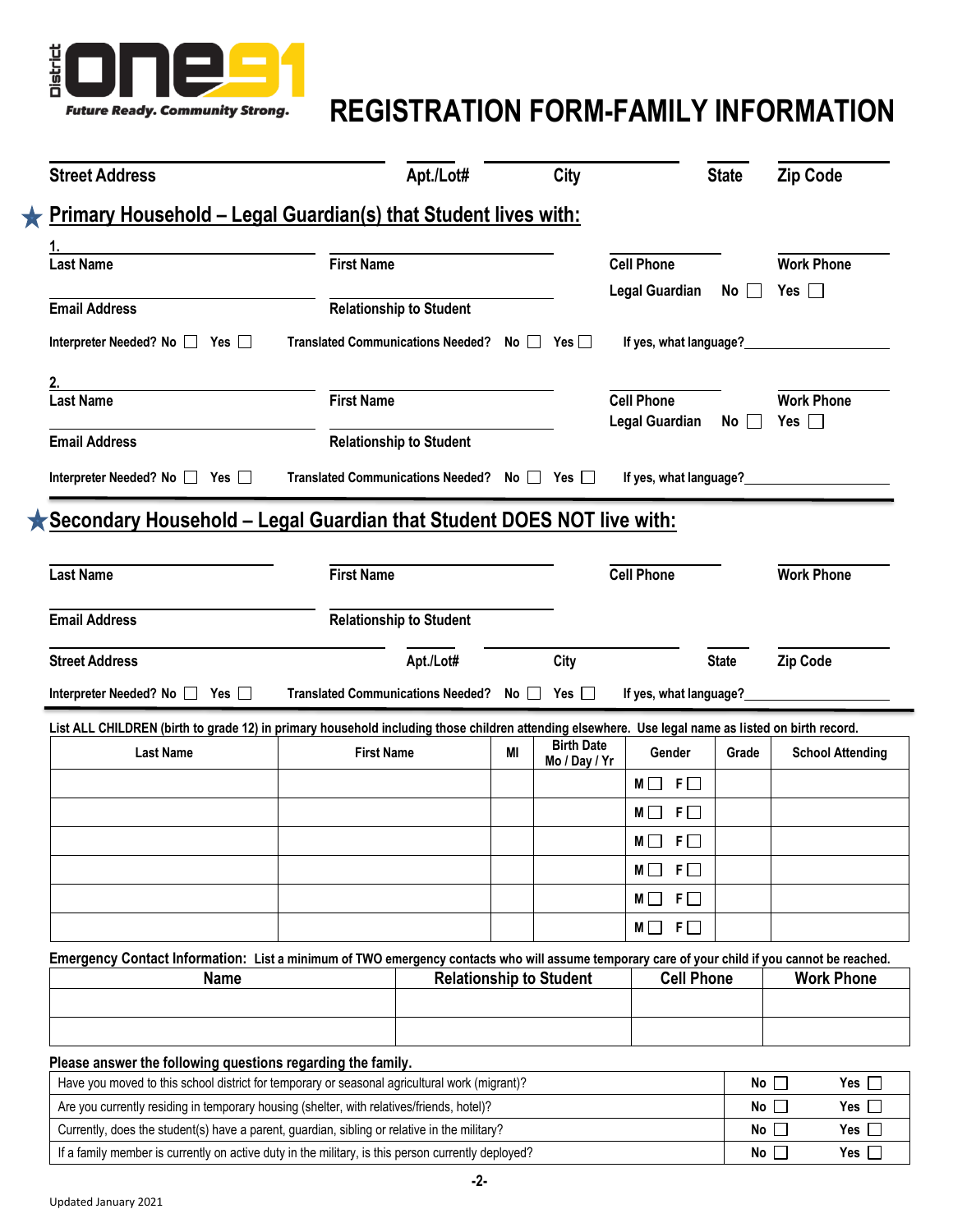District ONE91

Future Ready. Community Strong.

# REGISTRATION FORM-FAMILY INFORMATION

Street Address | Apt./Lot# | City | State | Zip Code

## ★ Primary Household – Legal Guardian(s) that Student lives with:

1.

Last Name | First Name | Cell Phone | Work Phone

Email Address | Relationship to Student | Legal Guardian No ☐ Yes ☐

Interpreter Needed? No ☐ Yes ☐ | Translated Communications Needed? No ☐ Yes ☐ | If yes, what language?\_\_\_\_\_\_\_\_\_\_

2.

Last Name | First Name | Cell Phone | Work Phone

Email Address | Relationship to Student | Legal Guardian No ☐ Yes ☐

Interpreter Needed? No ☐ Yes ☐ | Translated Communications Needed? No ☐ Yes ☐ | If yes, what language?\_\_\_\_\_\_\_\_\_\_

## ★ Secondary Household – Legal Guardian that Student DOES NOT live with:

Last Name | First Name | Cell Phone | Work Phone

Email Address | Relationship to Student

Street Address | Apt./Lot# | City | State | Zip Code

Interpreter Needed? No ☐ Yes ☐ | Translated Communications Needed? No ☐ Yes ☐ | If yes, what language?\_\_\_\_\_\_\_\_\_\_

List ALL CHILDREN (birth to grade 12) in primary household including those children attending elsewhere. Use legal name as listed on birth record.

| Last Name | First Name | MI | Birth Date Mo / Day / Yr | Gender | Grade | School Attending |
|---|---|---|---|---|---|---|
| | | | | M ☐ F ☐ | | |
| | | | | M ☐ F ☐ | | |
| | | | | M ☐ F ☐ | | |
| | | | | M ☐ F ☐ | | |
| | | | | M ☐ F ☐ | | |
| | | | | M ☐ F ☐ | | |

**Emergency Contact Information:** List a minimum of TWO emergency contacts who will assume temporary care of your child if you cannot be reached.

| Name | Relationship to Student | Cell Phone | Work Phone |
|---|---|---|---|
| | | | |
| | | | |

**Please answer the following questions regarding the family.**

| Question | No | Yes |
|---|---|---|
| Have you moved to this school district for temporary or seasonal agricultural work (migrant)? | No ☐ | Yes ☐ |
| Are you currently residing in temporary housing (shelter, with relatives/friends, hotel)? | No ☐ | Yes ☐ |
| Currently, does the student(s) have a parent, guardian, sibling or relative in the military? | No ☐ | Yes ☐ |
| If a family member is currently on active duty in the military, is this person currently deployed? | No ☐ | Yes ☐ |

Updated January 2021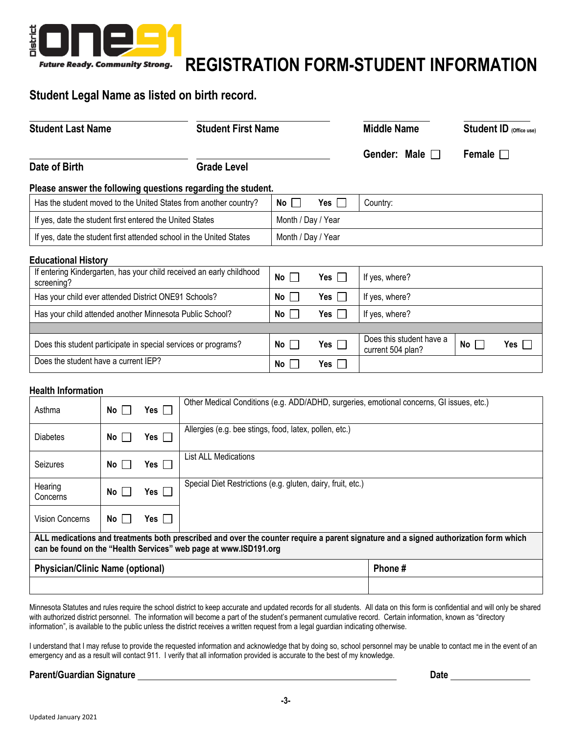District ONE91

Future Ready. Community Strong.

# REGISTRATION FORM-STUDENT INFORMATION

## Student Legal Name as listed on birth record.

**Student Last Name** ____________ **Student First Name** ____________ **Middle Name** ____________ **Student ID** (Office use) ____________

**Date of Birth** ____________ **Grade Level** ____________ **Gender: Male** ☐ **Female** ☐

### Please answer the following questions regarding the student.

| | | | |
|---|---|---|---|
| Has the student moved to the United States from another country? | **No** ☐ | **Yes** ☐ | Country: |
| If yes, date the student first entered the United States | Month / Day / Year | | |
| If yes, date the student first attended school in the United States | Month / Day / Year | | |

### Educational History

| | | | | | |
|---|---|---|---|---|---|
| If entering Kindergarten, has your child received an early childhood screening? | **No** ☐ | **Yes** ☐ | If yes, where? | | |
| Has your child ever attended District ONE91 Schools? | **No** ☐ | **Yes** ☐ | If yes, where? | | |
| Has your child attended another Minnesota Public School? | **No** ☐ | **Yes** ☐ | If yes, where? | | |
| | | | | | |
| Does this student participate in special services or programs? | **No** ☐ | **Yes** ☐ | Does this student have a current 504 plan? | **No** ☐ | **Yes** ☐ |
| Does the student have a current IEP? | **No** ☐ | **Yes** ☐ | | | |

### Health Information

| | | | |
|---|---|---|---|
| Asthma | **No** ☐ | **Yes** ☐ | Other Medical Conditions (e.g. ADD/ADHD, surgeries, emotional concerns, GI issues, etc.) |
| Diabetes | **No** ☐ | **Yes** ☐ | Allergies (e.g. bee stings, food, latex, pollen, etc.) |
| Seizures | **No** ☐ | **Yes** ☐ | List ALL Medications |
| Hearing Concerns | **No** ☐ | **Yes** ☐ | Special Diet Restrictions (e.g. gluten, dairy, fruit, etc.) |
| Vision Concerns | **No** ☐ | **Yes** ☐ | |

**ALL medications and treatments both prescribed and over the counter require a parent signature and a signed authorization form which can be found on the "Health Services" web page at www.ISD191.org**

| **Physician/Clinic Name (optional)** | **Phone #** |
|---|---|
| | |

Minnesota Statutes and rules require the school district to keep accurate and updated records for all students. All data on this form is confidential and will only be shared with authorized district personnel. The information will become a part of the student's permanent cumulative record. Certain information, known as "directory information", is available to the public unless the district receives a written request from a legal guardian indicating otherwise.

I understand that I may refuse to provide the requested information and acknowledge that by doing so, school personnel may be unable to contact me in the event of an emergency and as a result will contact 911. I verify that all information provided is accurate to the best of my knowledge.

**Parent/Guardian Signature** ______________________________ **Date** ____________

Updated January 2021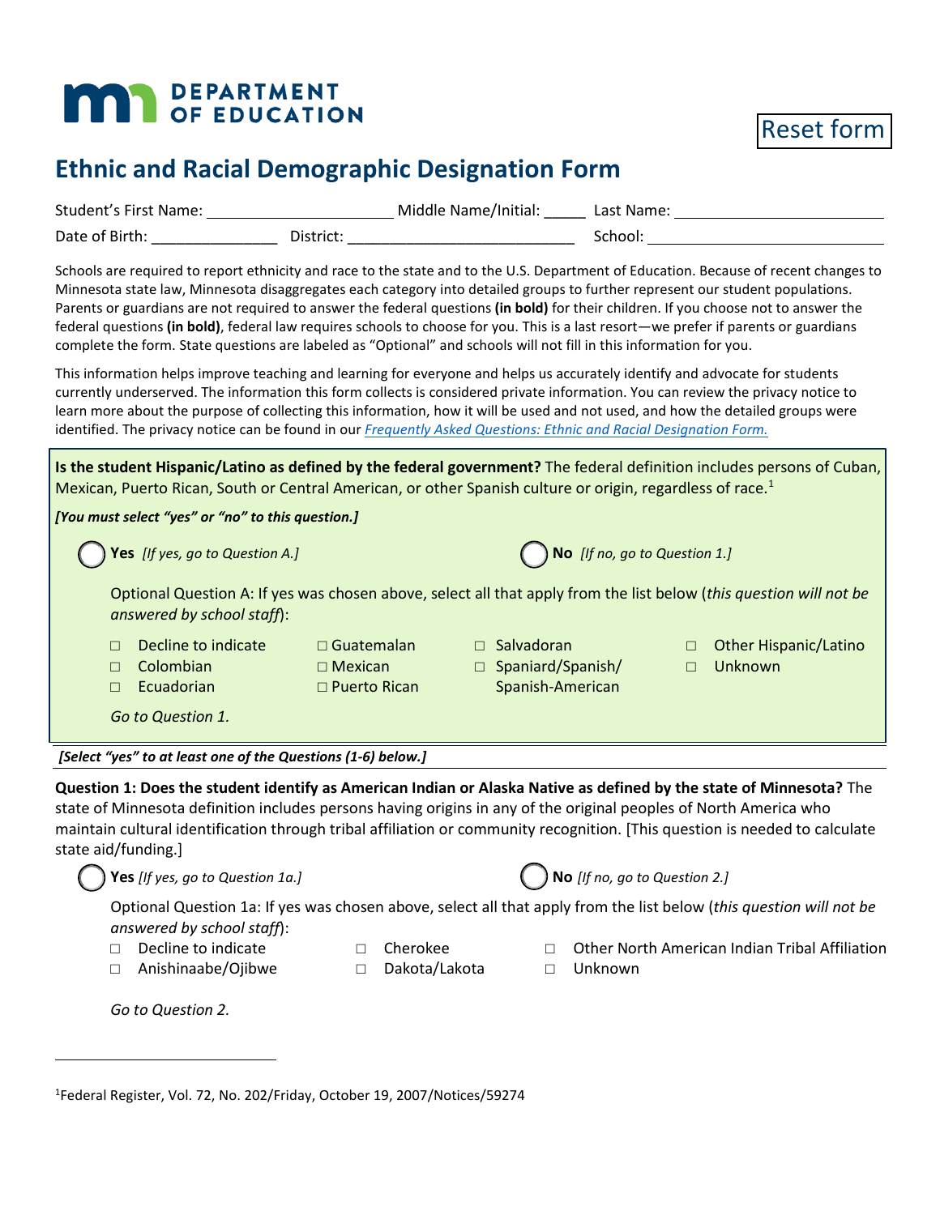DEPARTMENT OF EDUCATION

Reset form

# Ethnic and Racial Demographic Designation Form

Student's First Name: ______________________ Middle Name/Initial: _____ Last Name: ________________________

Date of Birth: ______________ District: __________________________ School: ___________________________

Schools are required to report ethnicity and race to the state and to the U.S. Department of Education. Because of recent changes to Minnesota state law, Minnesota disaggregates each category into detailed groups to further represent our student populations. Parents or guardians are not required to answer the federal questions **(in bold)** for their children. If you choose not to answer the federal questions **(in bold)**, federal law requires schools to choose for you. This is a last resort—we prefer if parents or guardians complete the form. State questions are labeled as "Optional" and schools will not fill in this information for you.

This information helps improve teaching and learning for everyone and helps us accurately identify and advocate for students currently underserved. The information this form collects is considered private information. You can review the privacy notice to learn more about the purpose of collecting this information, how it will be used and not used, and how the detailed groups were identified. The privacy notice can be found in our *Frequently Asked Questions: Ethnic and Racial Designation Form.*

**Is the student Hispanic/Latino as defined by the federal government?** The federal definition includes persons of Cuban, Mexican, Puerto Rican, South or Central American, or other Spanish culture or origin, regardless of race.[1]

***[You must select "yes" or "no" to this question.]***

◯ **Yes** *[If yes, go to Question A.]*

◯ **No** *[If no, go to Question 1.]*

Optional Question A: If yes was chosen above, select all that apply from the list below (*this question will not be answered by school staff*):

- ☐ Decline to indicate
- ☐ Colombian
- ☐ Ecuadorian
- ☐ Guatemalan
- ☐ Mexican
- ☐ Puerto Rican
- ☐ Salvadoran
- ☐ Spaniard/Spanish/ Spanish-American
- ☐ Other Hispanic/Latino
- ☐ Unknown

*Go to Question 1.*

***[Select "yes" to at least one of the Questions (1-6) below.]***

**Question 1: Does the student identify as American Indian or Alaska Native as defined by the state of Minnesota?** The state of Minnesota definition includes persons having origins in any of the original peoples of North America who maintain cultural identification through tribal affiliation or community recognition. [This question is needed to calculate state aid/funding.]

◯ **Yes** *[If yes, go to Question 1a.]*

◯ **No** *[If no, go to Question 2.]*

Optional Question 1a: If yes was chosen above, select all that apply from the list below (*this question will not be answered by school staff*):

- ☐ Decline to indicate
- ☐ Anishinaabe/Ojibwe
- ☐ Cherokee
- ☐ Dakota/Lakota
- ☐ Other North American Indian Tribal Affiliation
- ☐ Unknown

*Go to Question 2.*

[1] Federal Register, Vol. 72, No. 202/Friday, October 19, 2007/Notices/59274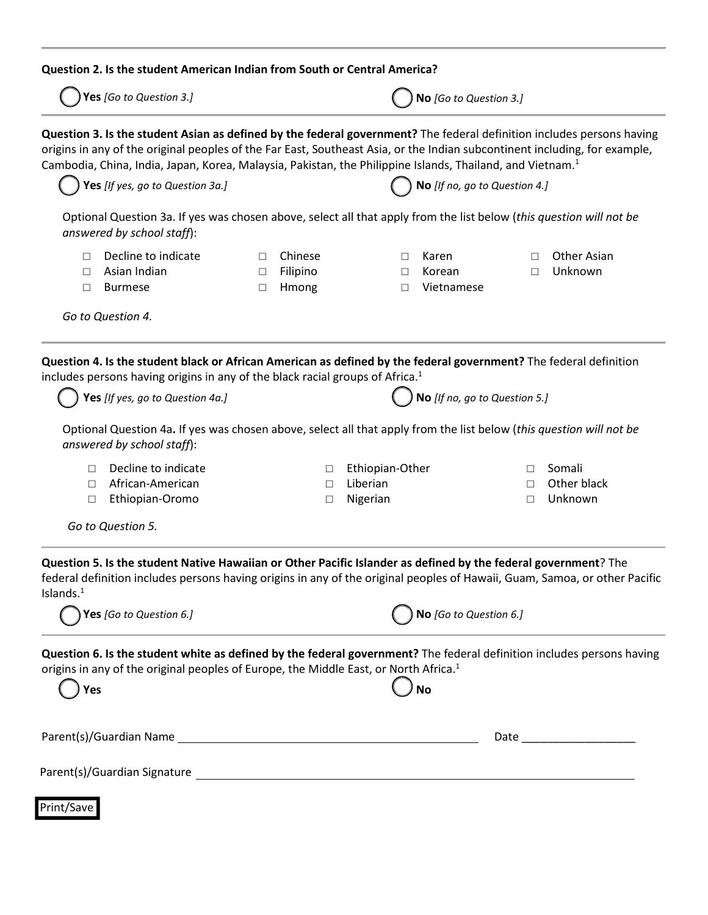**Question 2. Is the student American Indian from South or Central America?**

◯ **Yes** *[Go to Question 3.]* ◯ **No** *[Go to Question 3.]*

**Question 3. Is the student Asian as defined by the federal government?** The federal definition includes persons having origins in any of the original peoples of the Far East, Southeast Asia, or the Indian subcontinent including, for example, Cambodia, China, India, Japan, Korea, Malaysia, Pakistan, the Philippine Islands, Thailand, and Vietnam.[1]

◯ **Yes** *[If yes, go to Question 3a.]* ◯ **No** *[If no, go to Question 4.]*

Optional Question 3a. If yes was chosen above, select all that apply from the list below (*this question will not be answered by school staff*):

- □ Decline to indicate
- □ Asian Indian
- □ Burmese
- □ Chinese
- □ Filipino
- □ Hmong
- □ Karen
- □ Korean
- □ Vietnamese
- □ Other Asian
- □ Unknown

*Go to Question 4.*

**Question 4. Is the student black or African American as defined by the federal government?** The federal definition includes persons having origins in any of the black racial groups of Africa.[1]

◯ **Yes** *[If yes, go to Question 4a.]* ◯ **No** *[If no, go to Question 5.]*

Optional Question 4a**.** If yes was chosen above, select all that apply from the list below (*this question will not be answered by school staff*):

- □ Decline to indicate
- □ African-American
- □ Ethiopian-Oromo
- □ Ethiopian-Other
- □ Liberian
- □ Nigerian
- □ Somali
- □ Other black
- □ Unknown

*Go to Question 5.*

**Question 5. Is the student Native Hawaiian or Other Pacific Islander as defined by the federal government**? The federal definition includes persons having origins in any of the original peoples of Hawaii, Guam, Samoa, or other Pacific Islands.[1]

◯ **Yes** *[Go to Question 6.]* ◯ **No** *[Go to Question 6.]*

**Question 6. Is the student white as defined by the federal government?** The federal definition includes persons having origins in any of the original peoples of Europe, the Middle East, or North Africa.[1]

◯ **Yes** ◯ **No**

Parent(s)/Guardian Name ______________________________ Date __________________

Parent(s)/Guardian Signature ____________________________________________

Print/Save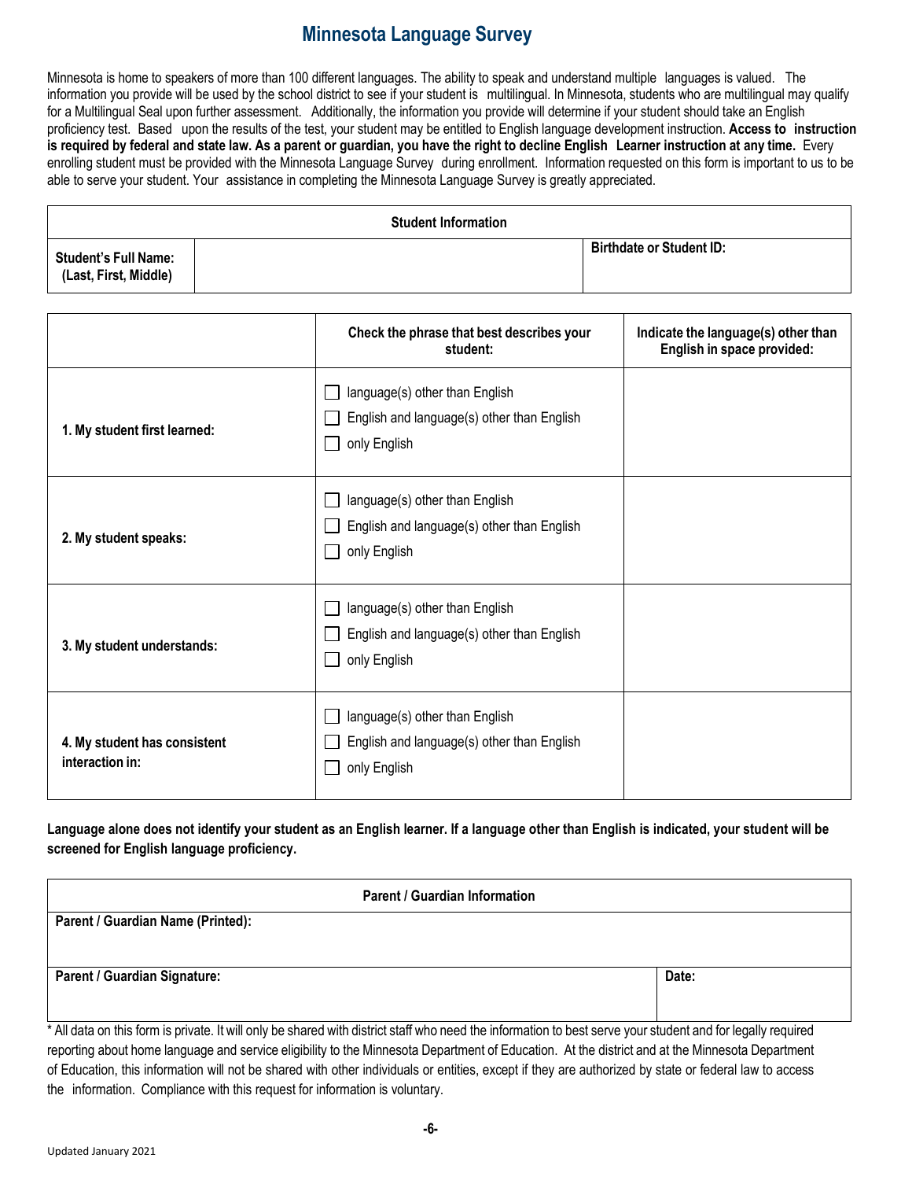# Minnesota Language Survey

Minnesota is home to speakers of more than 100 different languages. The ability to speak and understand multiple languages is valued. The information you provide will be used by the school district to see if your student is multilingual. In Minnesota, students who are multilingual may qualify for a Multilingual Seal upon further assessment. Additionally, the information you provide will determine if your student should take an English proficiency test. Based upon the results of the test, your student may be entitled to English language development instruction. **Access to instruction is required by federal and state law. As a parent or guardian, you have the right to decline English Learner instruction at any time.** Every enrolling student must be provided with the Minnesota Language Survey during enrollment. Information requested on this form is important to us to be able to serve your student. Your assistance in completing the Minnesota Language Survey is greatly appreciated.

| Student Information | | |
|---|---|---|
| **Student's Full Name: (Last, First, Middle)** | | **Birthdate or Student ID:** |

| | Check the phrase that best describes your student: | Indicate the language(s) other than English in space provided: |
|---|---|---|
| **1. My student first learned:** | ☐ language(s) other than English<br>☐ English and language(s) other than English<br>☐ only English | |
| **2. My student speaks:** | ☐ language(s) other than English<br>☐ English and language(s) other than English<br>☐ only English | |
| **3. My student understands:** | ☐ language(s) other than English<br>☐ English and language(s) other than English<br>☐ only English | |
| **4. My student has consistent interaction in:** | ☐ language(s) other than English<br>☐ English and language(s) other than English<br>☐ only English | |

**Language alone does not identify your student as an English learner. If a language other than English is indicated, your student will be screened for English language proficiency.**

| Parent / Guardian Information | |
|---|---|
| **Parent / Guardian Name (Printed):** | |
| **Parent / Guardian Signature:** | **Date:** |

* All data on this form is private. It will only be shared with district staff who need the information to best serve your student and for legally required reporting about home language and service eligibility to the Minnesota Department of Education. At the district and at the Minnesota Department of Education, this information will not be shared with other individuals or entities, except if they are authorized by state or federal law to access the information. Compliance with this request for information is voluntary.

Updated January 2021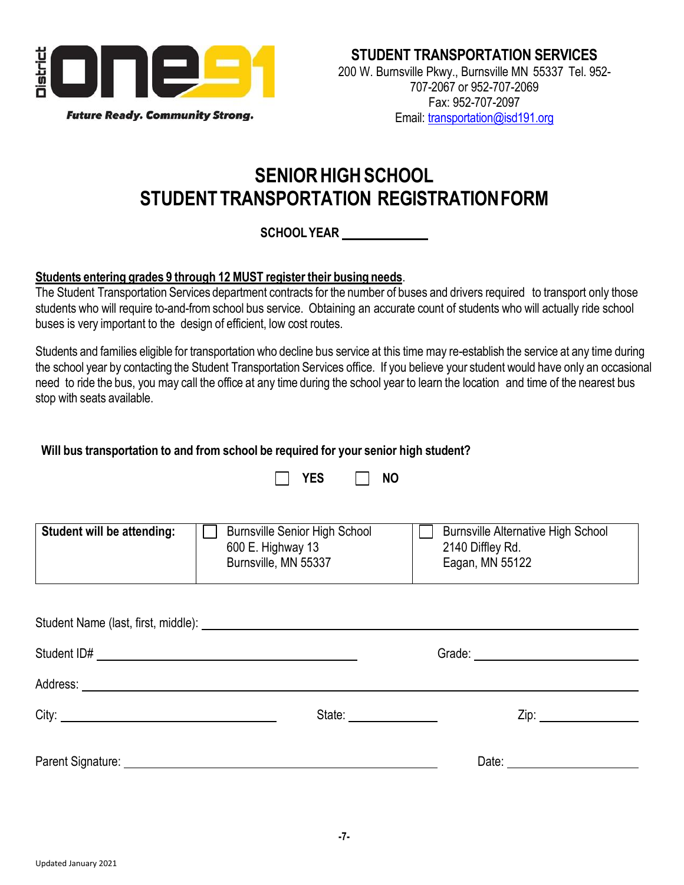District ONE91

*Future Ready. Community Strong.*

**STUDENT TRANSPORTATION SERVICES**
200 W. Burnsville Pkwy., Burnsville MN 55337 Tel. 952-707-2067 or 952-707-2069
Fax: 952-707-2097
Email: transportation@isd191.org

# SENIOR HIGH SCHOOL
# STUDENT TRANSPORTATION REGISTRATION FORM

**SCHOOL YEAR** ____________

**Students entering grades 9 through 12 MUST register their busing needs**.
The Student Transportation Services department contracts for the number of buses and drivers required to transport only those students who will require to-and-from school bus service. Obtaining an accurate count of students who will actually ride school buses is very important to the design of efficient, low cost routes.

Students and families eligible for transportation who decline bus service at this time may re-establish the service at any time during the school year by contacting the Student Transportation Services office. If you believe your student would have only an occasional need to ride the bus, you may call the office at any time during the school year to learn the location and time of the nearest bus stop with seats available.

**Will bus transportation to and from school be required for your senior high student?**

☐ **YES** ☐ **NO**

| **Student will be attending:** | ☐ Burnsville Senior High School<br>600 E. Highway 13<br>Burnsville, MN 55337 | ☐ Burnsville Alternative High School<br>2140 Diffley Rd.<br>Eagan, MN 55122 |
|---|---|---|

Student Name (last, first, middle): ______________________________

Student ID# ______________________ Grade: ______________

Address: ______________________________

City: ______________ State: __________ Zip: __________

Parent Signature: ______________________ Date: __________

Updated January 2021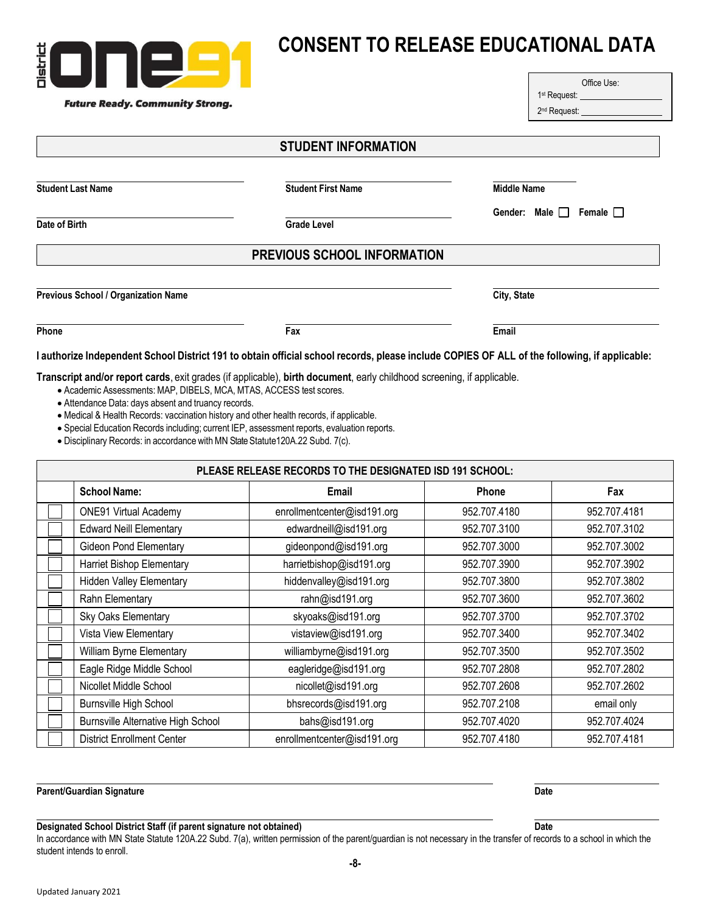District ONE91

*Future Ready. Community Strong.*

# CONSENT TO RELEASE EDUCATIONAL DATA

Office Use:
1st Request: ______________
2nd Request: ______________

## STUDENT INFORMATION

Student Last Name ______________ Student First Name ______________ Middle Name ______________

Date of Birth ______________ Grade Level ______________ Gender: Male ☐ Female ☐

## PREVIOUS SCHOOL INFORMATION

Previous School / Organization Name ______________ City, State ______________

Phone ______________ Fax ______________ Email ______________

**I authorize Independent School District 191 to obtain official school records, please include COPIES OF ALL of the following, if applicable:**

**Transcript and/or report cards**, exit grades (if applicable), **birth document**, early childhood screening, if applicable.

- Academic Assessments: MAP, DIBELS, MCA, MTAS, ACCESS test scores.
- Attendance Data: days absent and truancy records.
- Medical & Health Records: vaccination history and other health records, if applicable.
- Special Education Records including; current IEP, assessment reports, evaluation reports.
- Disciplinary Records: in accordance with MN State Statute120A.22 Subd. 7(c).

**PLEASE RELEASE RECORDS TO THE DESIGNATED ISD 191 SCHOOL:**

| | School Name: | Email | Phone | Fax |
|---|---|---|---|---|
| ☐ | ONE91 Virtual Academy | enrollmentcenter@isd191.org | 952.707.4180 | 952.707.4181 |
| ☐ | Edward Neill Elementary | edwardneill@isd191.org | 952.707.3100 | 952.707.3102 |
| ☐ | Gideon Pond Elementary | gideonpond@isd191.org | 952.707.3000 | 952.707.3002 |
| ☐ | Harriet Bishop Elementary | harrietbishop@isd191.org | 952.707.3900 | 952.707.3902 |
| ☐ | Hidden Valley Elementary | hiddenvalley@isd191.org | 952.707.3800 | 952.707.3802 |
| ☐ | Rahn Elementary | rahn@isd191.org | 952.707.3600 | 952.707.3602 |
| ☐ | Sky Oaks Elementary | skyoaks@isd191.org | 952.707.3700 | 952.707.3702 |
| ☐ | Vista View Elementary | vistaview@isd191.org | 952.707.3400 | 952.707.3402 |
| ☐ | William Byrne Elementary | williambyrne@isd191.org | 952.707.3500 | 952.707.3502 |
| ☐ | Eagle Ridge Middle School | eagleridge@isd191.org | 952.707.2808 | 952.707.2802 |
| ☐ | Nicollet Middle School | nicollet@isd191.org | 952.707.2608 | 952.707.2602 |
| ☐ | Burnsville High School | bhsrecords@isd191.org | 952.707.2108 | email only |
| ☐ | Burnsville Alternative High School | bahs@isd191.org | 952.707.4020 | 952.707.4024 |
| ☐ | District Enrollment Center | enrollmentcenter@isd191.org | 952.707.4180 | 952.707.4181 |

**Parent/Guardian Signature** ______________ **Date** ______________

**Designated School District Staff (if parent signature not obtained)** ______________ **Date** ______________

In accordance with MN State Statute 120A.22 Subd. 7(a), written permission of the parent/guardian is not necessary in the transfer of records to a school in which the student intends to enroll.

Updated January 2021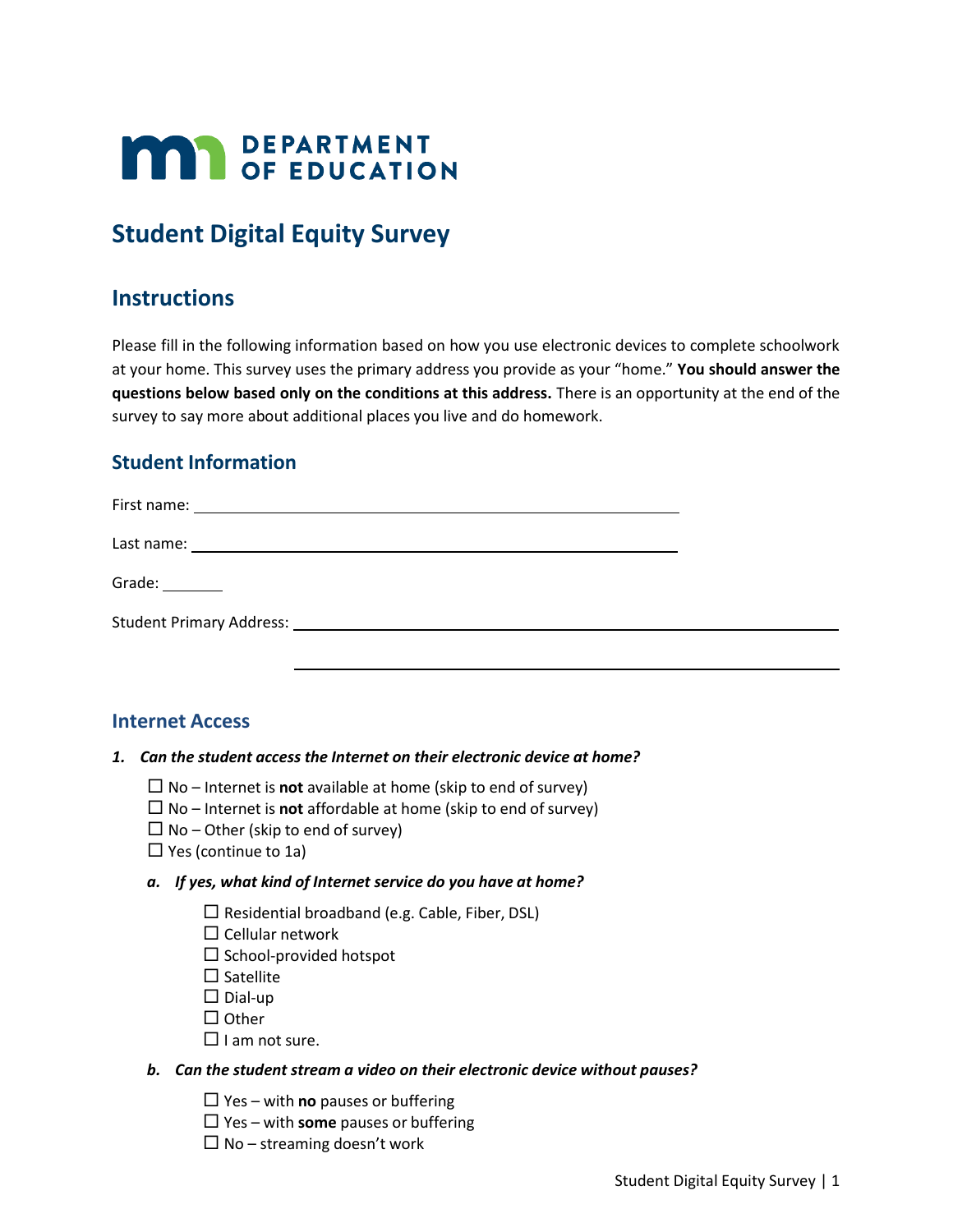DEPARTMENT OF EDUCATION

# Student Digital Equity Survey

## Instructions

Please fill in the following information based on how you use electronic devices to complete schoolwork at your home. This survey uses the primary address you provide as your "home." **You should answer the questions below based only on the conditions at this address.** There is an opportunity at the end of the survey to say more about additional places you live and do homework.

## Student Information

First name: ______________________________

Last name: ______________________________

Grade: ________

Student Primary Address: ______________________________

______________________________

## Internet Access

1. ***Can the student access the Internet on their electronic device at home?***

   ☐ No – Internet is **not** available at home (skip to end of survey)
   ☐ No – Internet is **not** affordable at home (skip to end of survey)
   ☐ No – Other (skip to end of survey)
   ☐ Yes (continue to 1a)

   a. ***If yes, what kind of Internet service do you have at home?***

      ☐ Residential broadband (e.g. Cable, Fiber, DSL)
      ☐ Cellular network
      ☐ School-provided hotspot
      ☐ Satellite
      ☐ Dial-up
      ☐ Other
      ☐ I am not sure.

   b. ***Can the student stream a video on their electronic device without pauses?***

      ☐ Yes – with **no** pauses or buffering
      ☐ Yes – with **some** pauses or buffering
      ☐ No – streaming doesn't work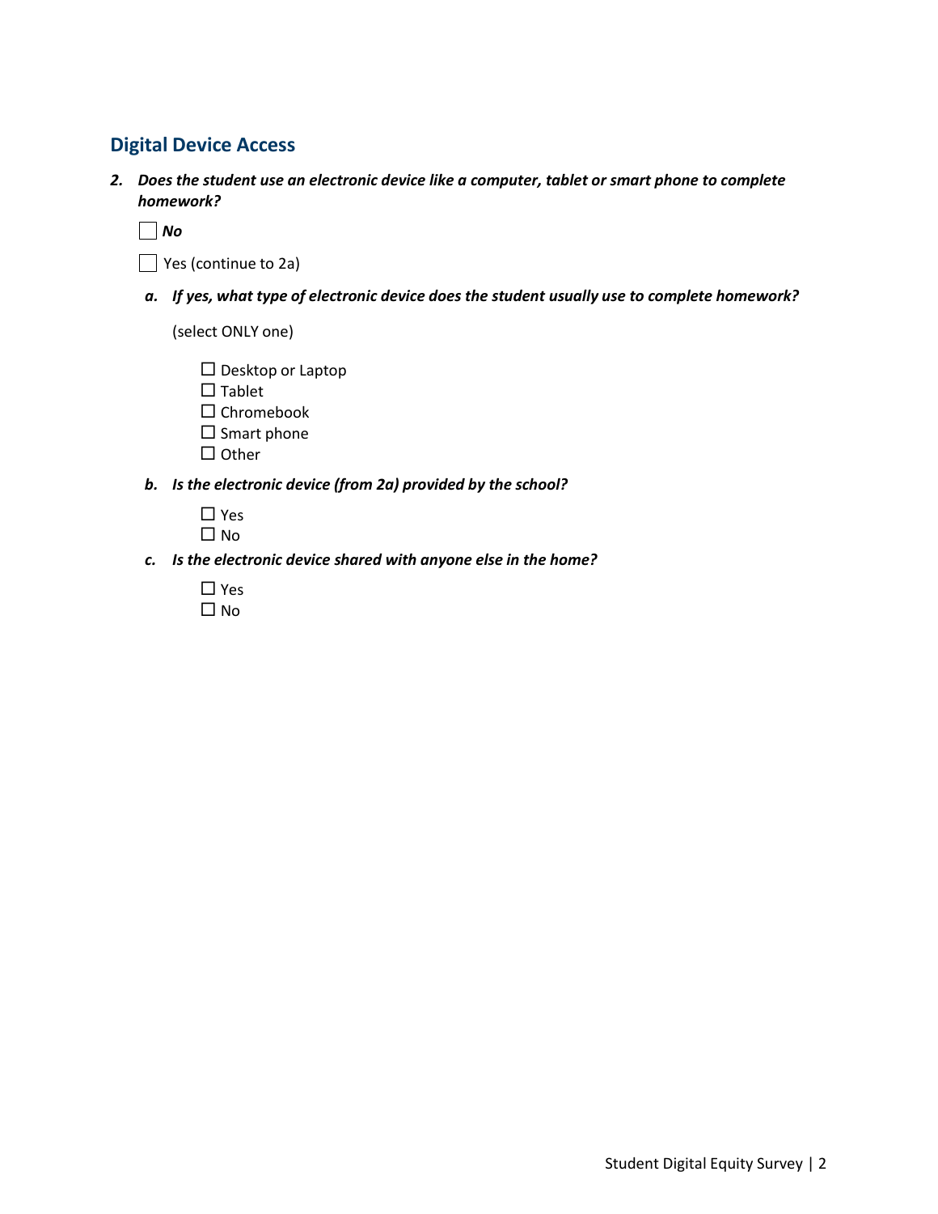## Digital Device Access

***2. Does the student use an electronic device like a computer, tablet or smart phone to complete homework?***

☐ ***No***

☐ Yes (continue to 2a)

***a. If yes, what type of electronic device does the student usually use to complete homework?***

(select ONLY one)

☐ Desktop or Laptop
☐ Tablet
☐ Chromebook
☐ Smart phone
☐ Other

***b. Is the electronic device (from 2a) provided by the school?***

☐ Yes
☐ No

***c. Is the electronic device shared with anyone else in the home?***

☐ Yes
☐ No